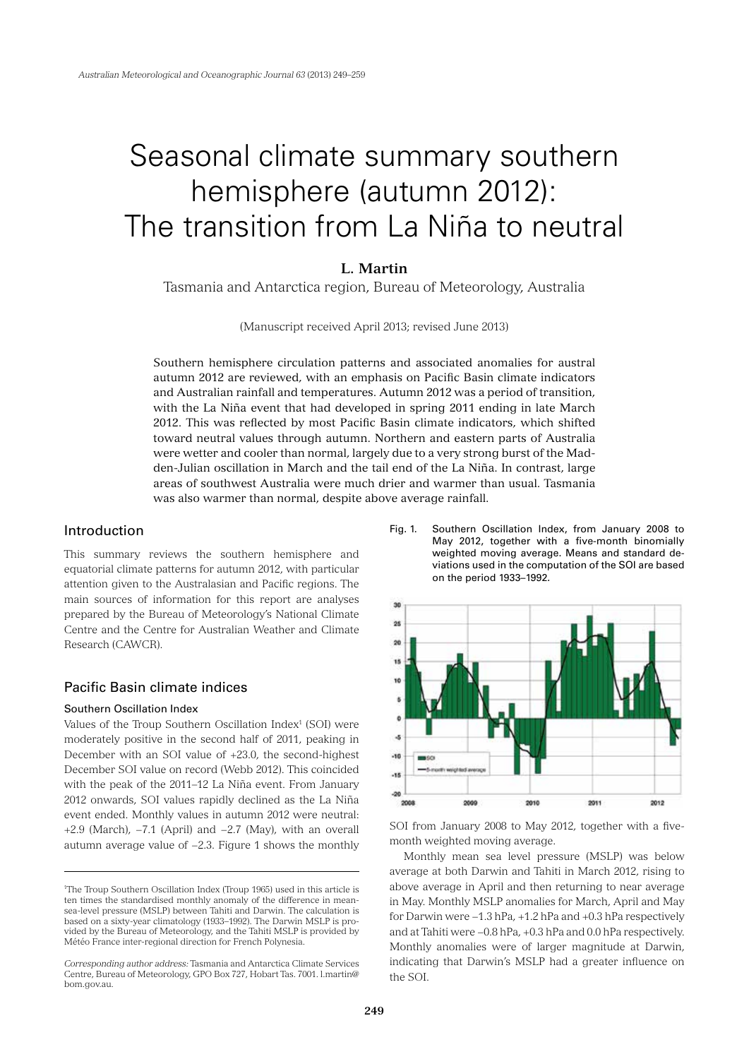# Seasonal climate summary southern hemisphere (autumn 2012): The transition from La Niña to neutral

**L. Martin**

Tasmania and Antarctica region, Bureau of Meteorology, Australia

(Manuscript received April 2013; revised June 2013)

Southern hemisphere circulation patterns and associated anomalies for austral autumn 2012 are reviewed, with an emphasis on Pacific Basin climate indicators and Australian rainfall and temperatures. Autumn 2012 was a period of transition, with the La Niña event that had developed in spring 2011 ending in late March 2012. This was reflected by most Pacific Basin climate indicators, which shifted toward neutral values through autumn. Northern and eastern parts of Australia were wetter and cooler than normal, largely due to a very strong burst of the Madden-Julian oscillation in March and the tail end of the La Niña. In contrast, large areas of southwest Australia were much drier and warmer than usual. Tasmania was also warmer than normal, despite above average rainfall.

## Introduction

This summary reviews the southern hemisphere and equatorial climate patterns for autumn 2012, with particular attention given to the Australasian and Pacific regions. The main sources of information for this report are analyses prepared by the Bureau of Meteorology's National Climate Centre and the Centre for Australian Weather and Climate Research (CAWCR).

## Pacific Basin climate indices

### Southern Oscillation Index

Values of the Troup Southern Oscillation Index[1] (SOI) were moderately positive in the second half of 2011, peaking in December with an SOI value of +23.0, the second-highest December SOI value on record (Webb 2012). This coincided with the peak of the 2011–12 La Niña event. From January 2012 onwards, SOI values rapidly declined as the La Niña event ended. Monthly values in autumn 2012 were neutral: +2.9 (March), –7.1 (April) and –2.7 (May), with an overall autumn average value of –2.3. Figure 1 shows the monthly SOI from January 2008 to May 2012, together with a five-month weighted moving average.

Fig. 1. Southern Oscillation Index, from January 2008 to May 2012, together with a five-month binomially weighted moving average. Means and standard deviations used in the computation of the SOI are based on the period 1933–1992.

Monthly mean sea level pressure (MSLP) was below average at both Darwin and Tahiti in March 2012, rising to above average in April and then returning to near average in May. Monthly MSLP anomalies for March, April and May for Darwin were –1.3 hPa, +1.2 hPa and +0.3 hPa respectively and at Tahiti were –0.8 hPa, +0.3 hPa and 0.0 hPa respectively. Monthly anomalies were of larger magnitude at Darwin, indicating that Darwin's MSLP had a greater influence on the SOI.

[1]The Troup Southern Oscillation Index (Troup 1965) used in this article is ten times the standardised monthly anomaly of the difference in mean-sea-level pressure (MSLP) between Tahiti and Darwin. The calculation is based on a sixty-year climatology (1933–1992). The Darwin MSLP is provided by the Bureau of Meteorology, and the Tahiti MSLP is provided by Météo France inter-regional direction for French Polynesia.

*Corresponding author address:* Tasmania and Antarctica Climate Services Centre, Bureau of Meteorology, GPO Box 727, Hobart Tas. 7001. l.martin@bom.gov.au.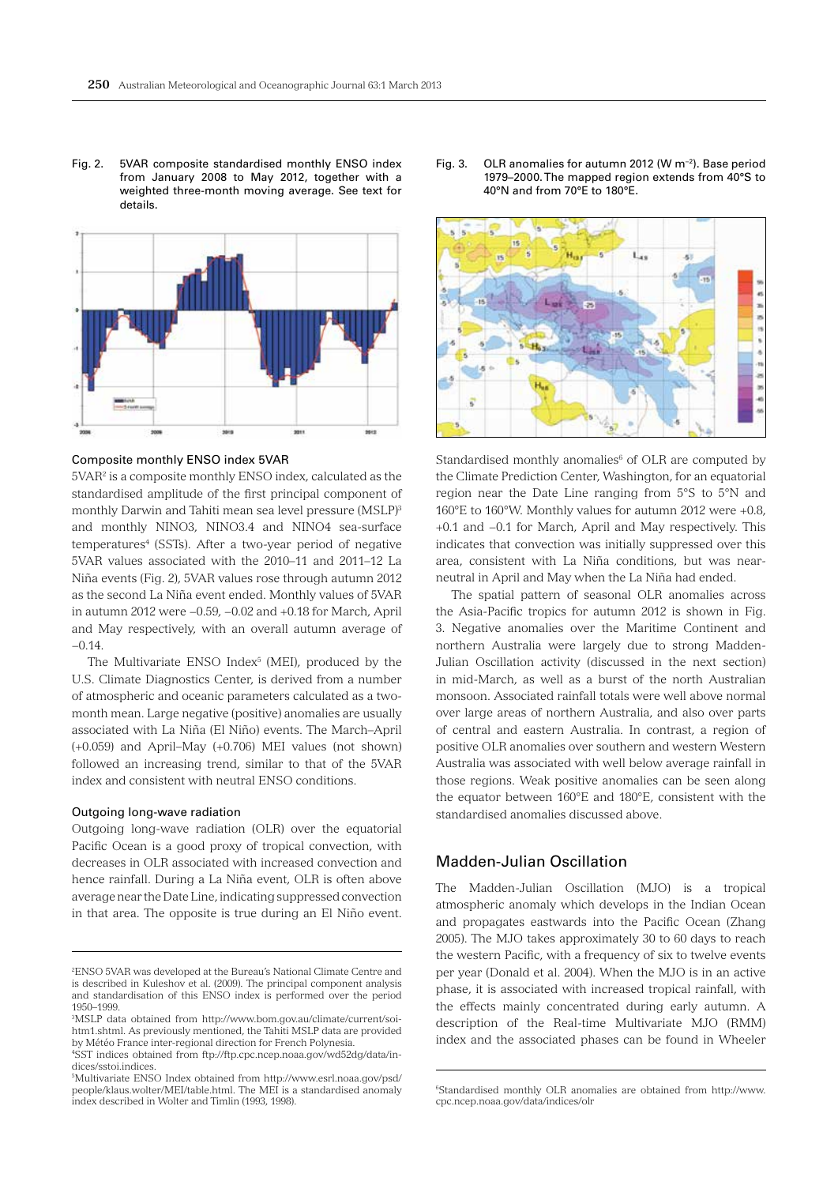Fig. 2. 5VAR composite standardised monthly ENSO index from January 2008 to May 2012, together with a weighted three-month moving average. See text for details.

Fig. 3. OLR anomalies for autumn 2012 (W m$^{-2}$). Base period 1979–2000. The mapped region extends from 40°S to 40°N and from 70°E to 180°E.

### Composite monthly ENSO index 5VAR

5VAR[2] is a composite monthly ENSO index, calculated as the standardised amplitude of the first principal component of monthly Darwin and Tahiti mean sea level pressure (MSLP)[3] and monthly NINO3, NINO3.4 and NINO4 sea-surface temperatures[4] (SSTs). After a two-year period of negative 5VAR values associated with the 2010–11 and 2011–12 La Niña events (Fig. 2), 5VAR values rose through autumn 2012 as the second La Niña event ended. Monthly values of 5VAR in autumn 2012 were –0.59, –0.02 and +0.18 for March, April and May respectively, with an overall autumn average of –0.14.

The Multivariate ENSO Index[5] (MEI), produced by the U.S. Climate Diagnostics Center, is derived from a number of atmospheric and oceanic parameters calculated as a two-month mean. Large negative (positive) anomalies are usually associated with La Niña (El Niño) events. The March–April (+0.059) and April–May (+0.706) MEI values (not shown) followed an increasing trend, similar to that of the 5VAR index and consistent with neutral ENSO conditions.

### Outgoing long-wave radiation

Outgoing long-wave radiation (OLR) over the equatorial Pacific Ocean is a good proxy of tropical convection, with decreases in OLR associated with increased convection and hence rainfall. During a La Niña event, OLR is often above average near the Date Line, indicating suppressed convection in that area. The opposite is true during an El Niño event. Standardised monthly anomalies[6] of OLR are computed by the Climate Prediction Center, Washington, for an equatorial region near the Date Line ranging from 5°S to 5°N and 160°E to 160°W. Monthly values for autumn 2012 were +0.8, +0.1 and –0.1 for March, April and May respectively. This indicates that convection was initially suppressed over this area, consistent with La Niña conditions, but was near-neutral in April and May when the La Niña had ended.

The spatial pattern of seasonal OLR anomalies across the Asia-Pacific tropics for autumn 2012 is shown in Fig. 3. Negative anomalies over the Maritime Continent and northern Australia were largely due to strong Madden-Julian Oscillation activity (discussed in the next section) in mid-March, as well as a burst of the north Australian monsoon. Associated rainfall totals were well above normal over large areas of northern Australia, and also over parts of central and eastern Australia. In contrast, a region of positive OLR anomalies over southern and western Western Australia was associated with well below average rainfall in those regions. Weak positive anomalies can be seen along the equator between 160°E and 180°E, consistent with the standardised anomalies discussed above.

## Madden-Julian Oscillation

The Madden-Julian Oscillation (MJO) is a tropical atmospheric anomaly which develops in the Indian Ocean and propagates eastwards into the Pacific Ocean (Zhang 2005). The MJO takes approximately 30 to 60 days to reach the western Pacific, with a frequency of six to twelve events per year (Donald et al. 2004). When the MJO is in an active phase, it is associated with increased tropical rainfall, with the effects mainly concentrated during early autumn. A description of the Real-time Multivariate MJO (RMM) index and the associated phases can be found in Wheeler

---

[2] ENSO 5VAR was developed at the Bureau's National Climate Centre and is described in Kuleshov et al. (2009). The principal component analysis and standardisation of this ENSO index is performed over the period 1950–1999.

[3] MSLP data obtained from http://www.bom.gov.au/climate/current/soihtm1.shtml. As previously mentioned, the Tahiti MSLP data are provided by Météo France inter-regional direction for French Polynesia.

[4] SST indices obtained from ftp://ftp.cpc.ncep.noaa.gov/wd52dg/data/indices/sstoi.indices.

[5] Multivariate ENSO Index obtained from http://www.esrl.noaa.gov/psd/people/klaus.wolter/MEI/table.html. The MEI is a standardised anomaly index described in Wolter and Timlin (1993, 1998).

[6] Standardised monthly OLR anomalies are obtained from http://www.cpc.ncep.noaa.gov/data/indices/olr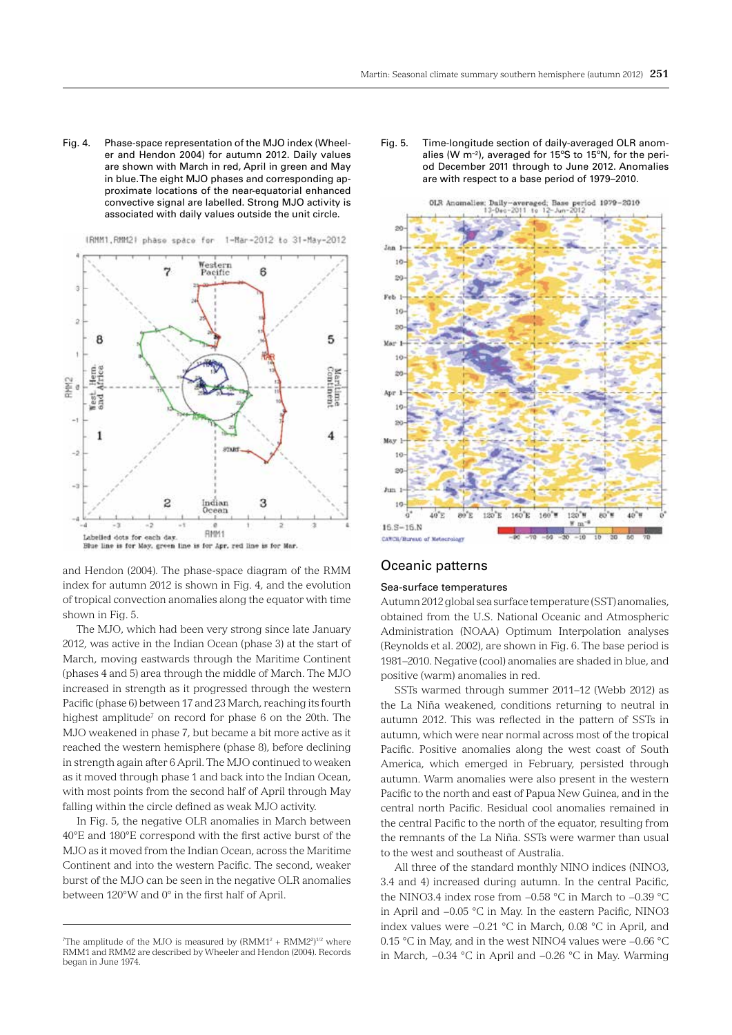Fig. 4. Phase-space representation of the MJO index (Wheeler and Hendon 2004) for autumn 2012. Daily values are shown with March in red, April in green and May in blue. The eight MJO phases and corresponding approximate locations of the near-equatorial enhanced convective signal are labelled. Strong MJO activity is associated with daily values outside the unit circle.

Fig. 5. Time-longitude section of daily-averaged OLR anomalies (W m$^{-2}$), averaged for 15°S to 15°N, for the period December 2011 through to June 2012. Anomalies are with respect to a base period of 1979–2010.

and Hendon (2004). The phase-space diagram of the RMM index for autumn 2012 is shown in Fig. 4, and the evolution of tropical convection anomalies along the equator with time shown in Fig. 5.

The MJO, which had been very strong since late January 2012, was active in the Indian Ocean (phase 3) at the start of March, moving eastwards through the Maritime Continent (phases 4 and 5) area through the middle of March. The MJO increased in strength as it progressed through the western Pacific (phase 6) between 17 and 23 March, reaching its fourth highest amplitude[7] on record for phase 6 on the 20th. The MJO weakened in phase 7, but became a bit more active as it reached the western hemisphere (phase 8), before declining in strength again after 6 April. The MJO continued to weaken as it moved through phase 1 and back into the Indian Ocean, with most points from the second half of April through May falling within the circle defined as weak MJO activity.

In Fig. 5, the negative OLR anomalies in March between 40°E and 180°E correspond with the first active burst of the MJO as it moved from the Indian Ocean, across the Maritime Continent and into the western Pacific. The second, weaker burst of the MJO can be seen in the negative OLR anomalies between 120°W and 0° in the first half of April.

[7]The amplitude of the MJO is measured by $(RMM1^2 + RMM2^2)^{1/2}$ where RMM1 and RMM2 are described by Wheeler and Hendon (2004). Records began in June 1974.

## Oceanic patterns

### Sea-surface temperatures

Autumn 2012 global sea surface temperature (SST) anomalies, obtained from the U.S. National Oceanic and Atmospheric Administration (NOAA) Optimum Interpolation analyses (Reynolds et al. 2002), are shown in Fig. 6. The base period is 1981–2010. Negative (cool) anomalies are shaded in blue, and positive (warm) anomalies in red.

SSTs warmed through summer 2011–12 (Webb 2012) as the La Niña weakened, conditions returning to neutral in autumn 2012. This was reflected in the pattern of SSTs in autumn, which were near normal across most of the tropical Pacific. Positive anomalies along the west coast of South America, which emerged in February, persisted through autumn. Warm anomalies were also present in the western Pacific to the north and east of Papua New Guinea, and in the central north Pacific. Residual cool anomalies remained in the central Pacific to the north of the equator, resulting from the remnants of the La Niña. SSTs were warmer than usual to the west and southeast of Australia.

All three of the standard monthly NINO indices (NINO3, 3.4 and 4) increased during autumn. In the central Pacific, the NINO3.4 index rose from –0.58 °C in March to –0.39 °C in April and –0.05 °C in May. In the eastern Pacific, NINO3 index values were –0.21 °C in March, 0.08 °C in April, and 0.15 °C in May, and in the west NINO4 values were –0.66 °C in March, –0.34 °C in April and –0.26 °C in May. Warming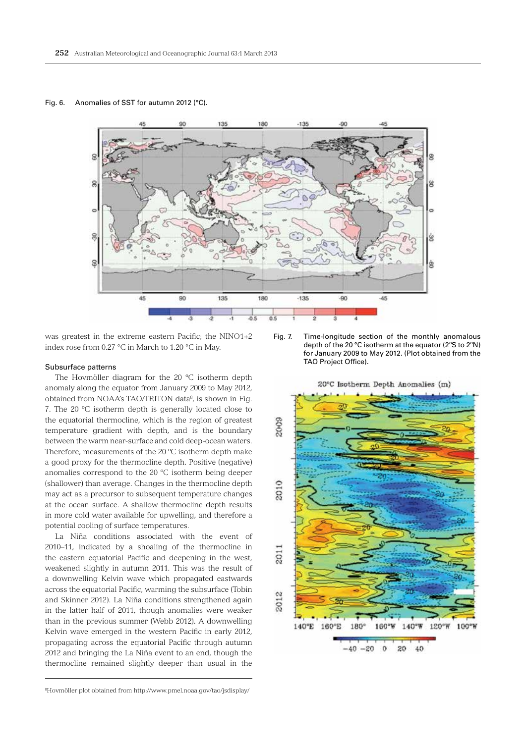Fig. 6. Anomalies of SST for autumn 2012 (°C).

was greatest in the extreme eastern Pacific; the NINO1+2 index rose from 0.27 °C in March to 1.20 °C in May.

### Subsurface patterns

The Hovmöller diagram for the 20 °C isotherm depth anomaly along the equator from January 2009 to May 2012, obtained from NOAA's TAO/TRITON data[8], is shown in Fig. 7. The 20 °C isotherm depth is generally located close to the equatorial thermocline, which is the region of greatest temperature gradient with depth, and is the boundary between the warm near-surface and cold deep-ocean waters. Therefore, measurements of the 20 °C isotherm depth make a good proxy for the thermocline depth. Positive (negative) anomalies correspond to the 20 °C isotherm being deeper (shallower) than average. Changes in the thermocline depth may act as a precursor to subsequent temperature changes at the ocean surface. A shallow thermocline depth results in more cold water available for upwelling, and therefore a potential cooling of surface temperatures.

La Niña conditions associated with the event of 2010–11, indicated by a shoaling of the thermocline in the eastern equatorial Pacific and deepening in the west, weakened slightly in autumn 2011. This was the result of a downwelling Kelvin wave which propagated eastwards across the equatorial Pacific, warming the subsurface (Tobin and Skinner 2012). La Niña conditions strengthened again in the latter half of 2011, though anomalies were weaker than in the previous summer (Webb 2012). A downwelling Kelvin wave emerged in the western Pacific in early 2012, propagating across the equatorial Pacific through autumn 2012 and bringing the La Niña event to an end, though the thermocline remained slightly deeper than usual in the

Fig. 7. Time-longitude section of the monthly anomalous depth of the 20 °C isotherm at the equator (2°S to 2°N) for January 2009 to May 2012. (Plot obtained from the TAO Project Office).

[8]Hovmöller plot obtained from http://www.pmel.noaa.gov/tao/jsdisplay/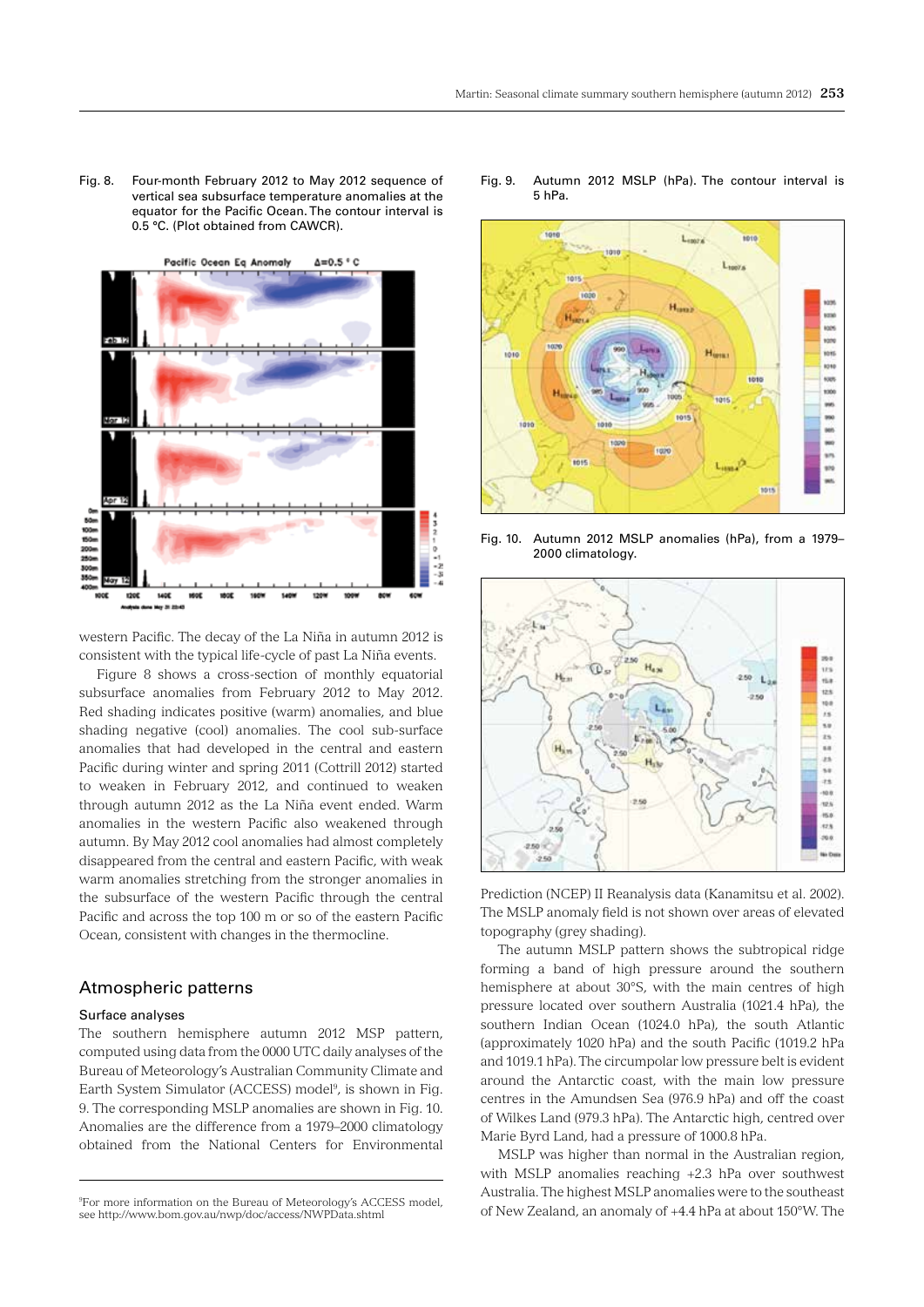Fig. 8. Four-month February 2012 to May 2012 sequence of vertical sea subsurface temperature anomalies at the equator for the Pacific Ocean. The contour interval is 0.5 °C. (Plot obtained from CAWCR).

Fig. 9. Autumn 2012 MSLP (hPa). The contour interval is 5 hPa.

Fig. 10. Autumn 2012 MSLP anomalies (hPa), from a 1979–2000 climatology.

western Pacific. The decay of the La Niña in autumn 2012 is consistent with the typical life-cycle of past La Niña events.

Figure 8 shows a cross-section of monthly equatorial subsurface anomalies from February 2012 to May 2012. Red shading indicates positive (warm) anomalies, and blue shading negative (cool) anomalies. The cool sub-surface anomalies that had developed in the central and eastern Pacific during winter and spring 2011 (Cottrill 2012) started to weaken in February 2012, and continued to weaken through autumn 2012 as the La Niña event ended. Warm anomalies in the western Pacific also weakened through autumn. By May 2012 cool anomalies had almost completely disappeared from the central and eastern Pacific, with weak warm anomalies stretching from the stronger anomalies in the subsurface of the western Pacific through the central Pacific and across the top 100 m or so of the eastern Pacific Ocean, consistent with changes in the thermocline.

## Atmospheric patterns

### Surface analyses

The southern hemisphere autumn 2012 MSP pattern, computed using data from the 0000 UTC daily analyses of the Bureau of Meteorology's Australian Community Climate and Earth System Simulator (ACCESS) model[9], is shown in Fig. 9. The corresponding MSLP anomalies are shown in Fig. 10. Anomalies are the difference from a 1979–2000 climatology obtained from the National Centers for Environmental Prediction (NCEP) II Reanalysis data (Kanamitsu et al. 2002). The MSLP anomaly field is not shown over areas of elevated topography (grey shading).

The autumn MSLP pattern shows the subtropical ridge forming a band of high pressure around the southern hemisphere at about 30°S, with the main centres of high pressure located over southern Australia (1021.4 hPa), the southern Indian Ocean (1024.0 hPa), the south Atlantic (approximately 1020 hPa) and the south Pacific (1019.2 hPa and 1019.1 hPa). The circumpolar low pressure belt is evident around the Antarctic coast, with the main low pressure centres in the Amundsen Sea (976.9 hPa) and off the coast of Wilkes Land (979.3 hPa). The Antarctic high, centred over Marie Byrd Land, had a pressure of 1000.8 hPa.

MSLP was higher than normal in the Australian region, with MSLP anomalies reaching +2.3 hPa over southwest Australia. The highest MSLP anomalies were to the southeast of New Zealand, an anomaly of +4.4 hPa at about 150°W. The

[9] For more information on the Bureau of Meteorology's ACCESS model, see http://www.bom.gov.au/nwp/doc/access/NWPData.shtml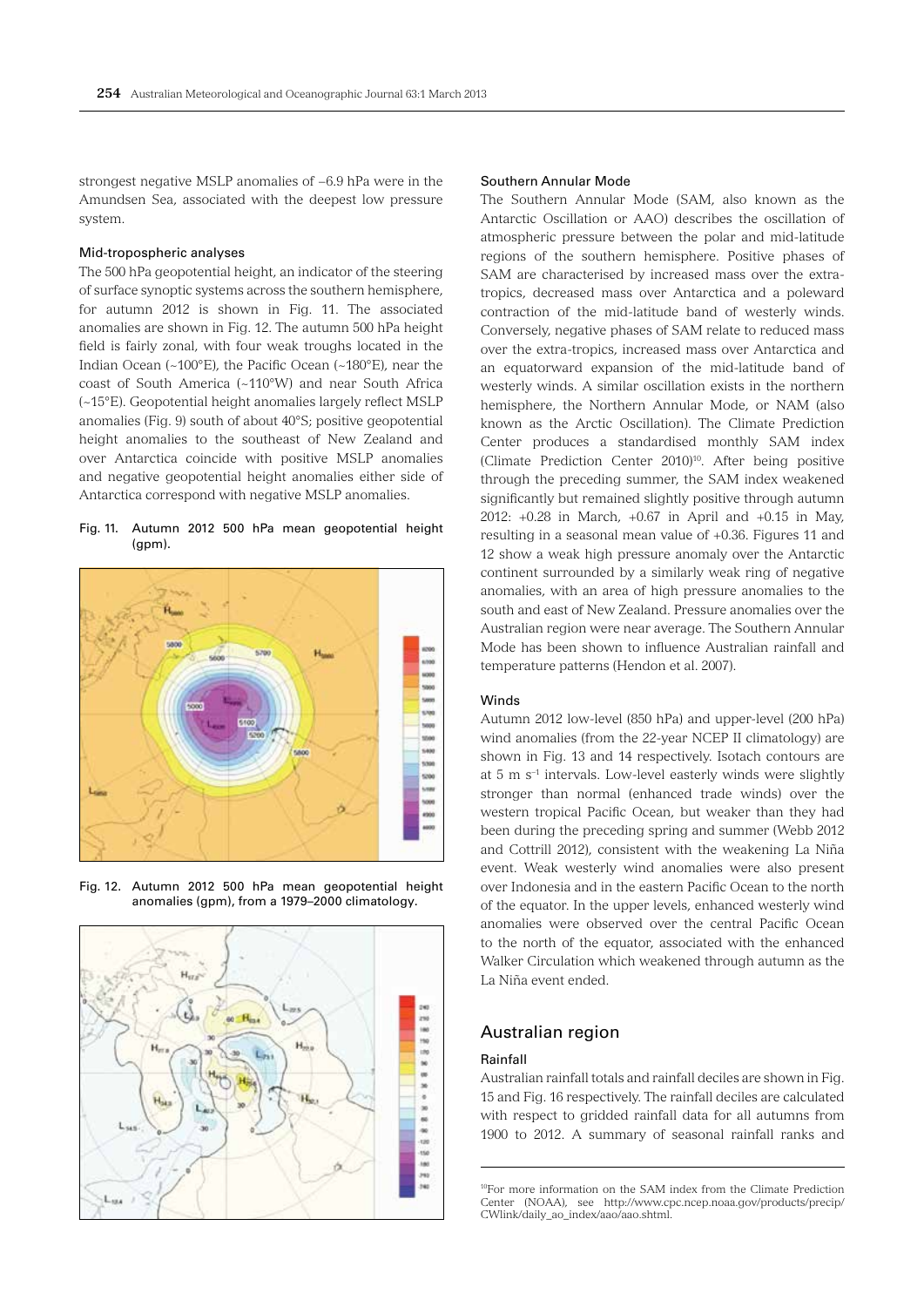strongest negative MSLP anomalies of –6.9 hPa were in the Amundsen Sea, associated with the deepest low pressure system.

### Mid-tropospheric analyses

The 500 hPa geopotential height, an indicator of the steering of surface synoptic systems across the southern hemisphere, for autumn 2012 is shown in Fig. 11. The associated anomalies are shown in Fig. 12. The autumn 500 hPa height field is fairly zonal, with four weak troughs located in the Indian Ocean (~100°E), the Pacific Ocean (~180°E), near the coast of South America (~110°W) and near South Africa (~15°E). Geopotential height anomalies largely reflect MSLP anomalies (Fig. 9) south of about 40°S; positive geopotential height anomalies to the southeast of New Zealand and over Antarctica coincide with positive MSLP anomalies and negative geopotential height anomalies either side of Antarctica correspond with negative MSLP anomalies.

Fig. 11. Autumn 2012 500 hPa mean geopotential height (gpm).

Fig. 12. Autumn 2012 500 hPa mean geopotential height anomalies (gpm), from a 1979–2000 climatology.

### Southern Annular Mode

The Southern Annular Mode (SAM, also known as the Antarctic Oscillation or AAO) describes the oscillation of atmospheric pressure between the polar and mid-latitude regions of the southern hemisphere. Positive phases of SAM are characterised by increased mass over the extra-tropics, decreased mass over Antarctica and a poleward contraction of the mid-latitude band of westerly winds. Conversely, negative phases of SAM relate to reduced mass over the extra-tropics, increased mass over Antarctica and an equatorward expansion of the mid-latitude band of westerly winds. A similar oscillation exists in the northern hemisphere, the Northern Annular Mode, or NAM (also known as the Arctic Oscillation). The Climate Prediction Center produces a standardised monthly SAM index (Climate Prediction Center 2010)[10]. After being positive through the preceding summer, the SAM index weakened significantly but remained slightly positive through autumn 2012: +0.28 in March, +0.67 in April and +0.15 in May, resulting in a seasonal mean value of +0.36. Figures 11 and 12 show a weak high pressure anomaly over the Antarctic continent surrounded by a similarly weak ring of negative anomalies, with an area of high pressure anomalies to the south and east of New Zealand. Pressure anomalies over the Australian region were near average. The Southern Annular Mode has been shown to influence Australian rainfall and temperature patterns (Hendon et al. 2007).

### Winds

Autumn 2012 low-level (850 hPa) and upper-level (200 hPa) wind anomalies (from the 22-year NCEP II climatology) are shown in Fig. 13 and 14 respectively. Isotach contours are at 5 m s$^{-1}$ intervals. Low-level easterly winds were slightly stronger than normal (enhanced trade winds) over the western tropical Pacific Ocean, but weaker than they had been during the preceding spring and summer (Webb 2012 and Cottrill 2012), consistent with the weakening La Niña event. Weak westerly wind anomalies were also present over Indonesia and in the eastern Pacific Ocean to the north of the equator. In the upper levels, enhanced westerly wind anomalies were observed over the central Pacific Ocean to the north of the equator, associated with the enhanced Walker Circulation which weakened through autumn as the La Niña event ended.

## Australian region

### Rainfall

Australian rainfall totals and rainfall deciles are shown in Fig. 15 and Fig. 16 respectively. The rainfall deciles are calculated with respect to gridded rainfall data for all autumns from 1900 to 2012. A summary of seasonal rainfall ranks and

[10]For more information on the SAM index from the Climate Prediction Center (NOAA), see http://www.cpc.ncep.noaa.gov/products/precip/CWlink/daily_ao_index/aao/aao.shtml.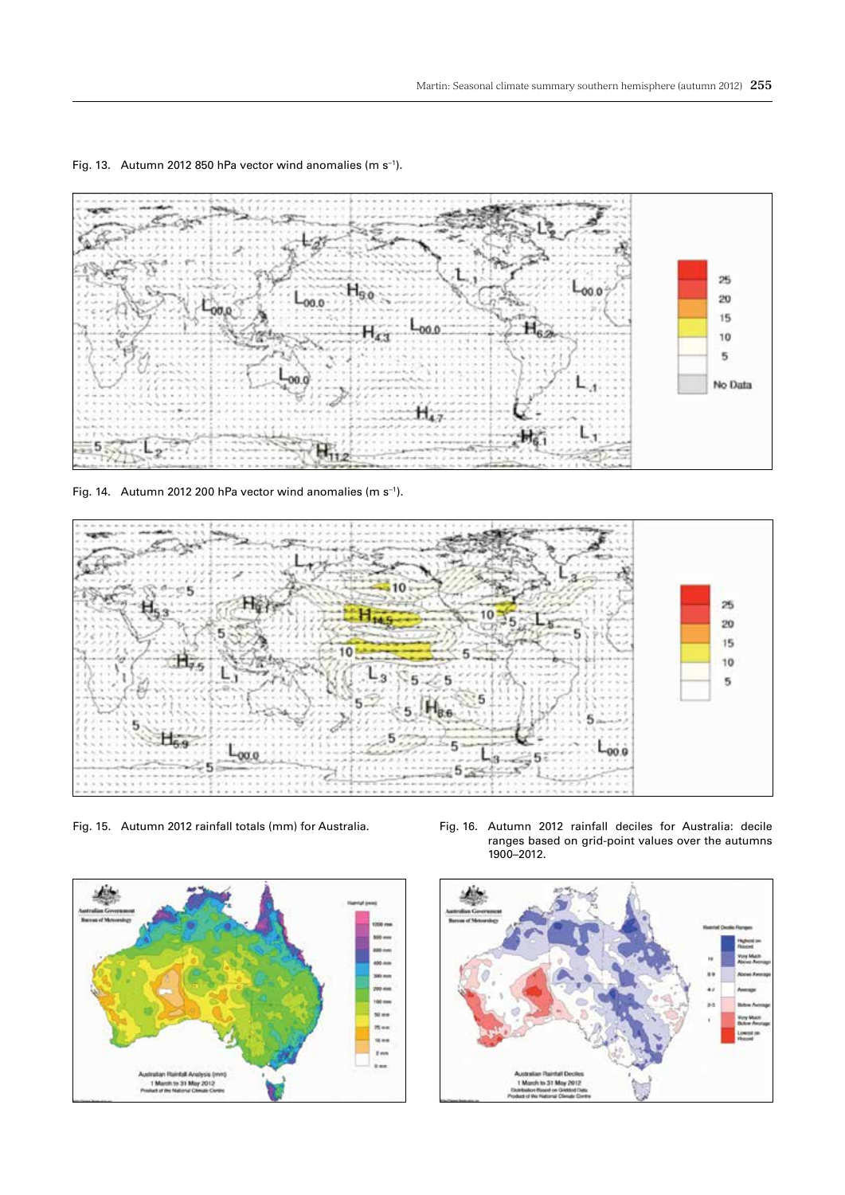Fig. 13. Autumn 2012 850 hPa vector wind anomalies (m s$^{-1}$).

Fig. 14. Autumn 2012 200 hPa vector wind anomalies (m s$^{-1}$).

Fig. 15. Autumn 2012 rainfall totals (mm) for Australia.

Fig. 16. Autumn 2012 rainfall deciles for Australia: decile ranges based on grid-point values over the autumns 1900–2012.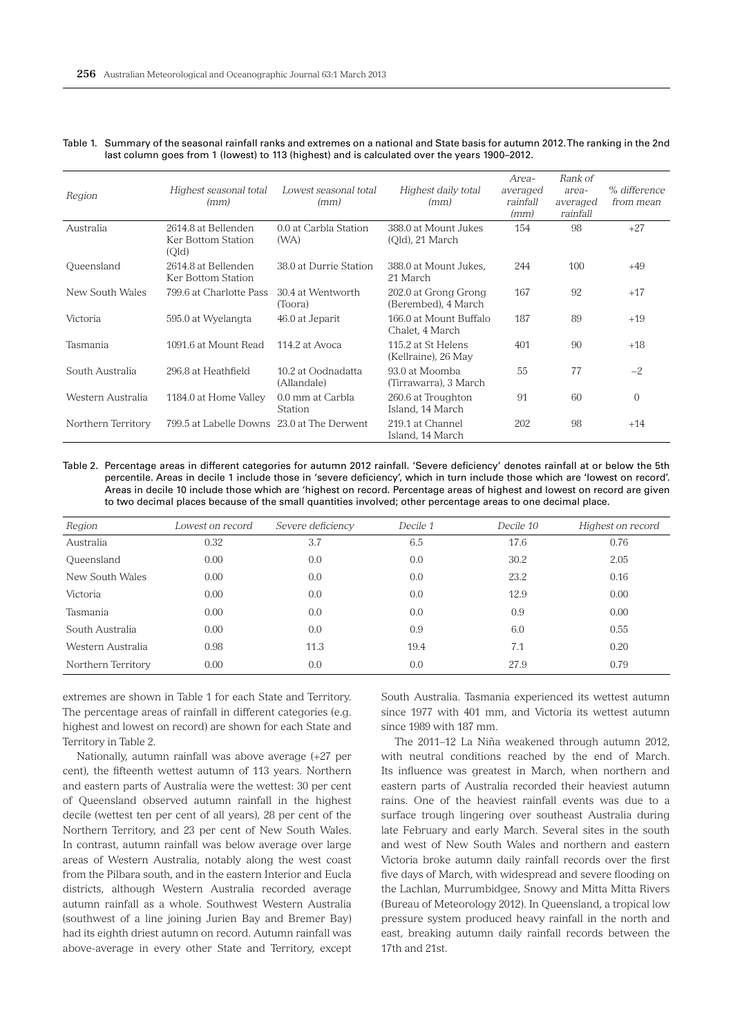Table 1. Summary of the seasonal rainfall ranks and extremes on a national and State basis for autumn 2012. The ranking in the 2nd last column goes from 1 (lowest) to 113 (highest) and is calculated over the years 1900–2012.

| *Region* | *Highest seasonal total (mm)* | *Lowest seasonal total (mm)* | *Highest daily total (mm)* | *Area-averaged rainfall (mm)* | *Rank of area-averaged rainfall* | *% difference from mean* |
|---|---|---|---|---|---|---|
| Australia | 2614.8 at Bellenden Ker Bottom Station (Qld) | 0.0 at Carbla Station (WA) | 388.0 at Mount Jukes (Qld), 21 March | 154 | 98 | +27 |
| Queensland | 2614.8 at Bellenden Ker Bottom Station | 38.0 at Durrie Station | 388.0 at Mount Jukes, 21 March | 244 | 100 | +49 |
| New South Wales | 799.6 at Charlotte Pass | 30.4 at Wentworth (Toora) | 202.0 at Grong Grong (Berembed), 4 March | 167 | 92 | +17 |
| Victoria | 595.0 at Wyelangta | 46.0 at Jeparit | 166.0 at Mount Buffalo Chalet, 4 March | 187 | 89 | +19 |
| Tasmania | 1091.6 at Mount Read | 114.2 at Avoca | 115.2 at St Helens (Kellraine), 26 May | 401 | 90 | +18 |
| South Australia | 296.8 at Heathfield | 10.2 at Oodnadatta (Allandale) | 93.0 at Moomba (Tirrawarra), 3 March | 55 | 77 | −2 |
| Western Australia | 1184.0 at Home Valley | 0.0 mm at Carbla Station | 260.6 at Troughton Island, 14 March | 91 | 60 | 0 |
| Northern Territory | 799.5 at Labelle Downs | 23.0 at The Derwent | 219.1 at Channel Island, 14 March | 202 | 98 | +14 |

Table 2. Percentage areas in different categories for autumn 2012 rainfall. 'Severe deficiency' denotes rainfall at or below the 5th percentile. Areas in decile 1 include those in 'severe deficiency', which in turn include those which are 'lowest on record'. Areas in decile 10 include those which are 'highest on record. Percentage areas of highest and lowest on record are given to two decimal places because of the small quantities involved; other percentage areas to one decimal place.

| *Region* | *Lowest on record* | *Severe deficiency* | *Decile 1* | *Decile 10* | *Highest on record* |
|---|---|---|---|---|---|
| Australia | 0.32 | 3.7 | 6.5 | 17.6 | 0.76 |
| Queensland | 0.00 | 0.0 | 0.0 | 30.2 | 2.05 |
| New South Wales | 0.00 | 0.0 | 0.0 | 23.2 | 0.16 |
| Victoria | 0.00 | 0.0 | 0.0 | 12.9 | 0.00 |
| Tasmania | 0.00 | 0.0 | 0.0 | 0.9 | 0.00 |
| South Australia | 0.00 | 0.0 | 0.9 | 6.0 | 0.55 |
| Western Australia | 0.98 | 11.3 | 19.4 | 7.1 | 0.20 |
| Northern Territory | 0.00 | 0.0 | 0.0 | 27.9 | 0.79 |

extremes are shown in Table 1 for each State and Territory. The percentage areas of rainfall in different categories (e.g. highest and lowest on record) are shown for each State and Territory in Table 2.

Nationally, autumn rainfall was above average (+27 per cent), the fifteenth wettest autumn of 113 years. Northern and eastern parts of Australia were the wettest: 30 per cent of Queensland observed autumn rainfall in the highest decile (wettest ten per cent of all years), 28 per cent of the Northern Territory, and 23 per cent of New South Wales. In contrast, autumn rainfall was below average over large areas of Western Australia, notably along the west coast from the Pilbara south, and in the eastern Interior and Eucla districts, although Western Australia recorded average autumn rainfall as a whole. Southwest Western Australia (southwest of a line joining Jurien Bay and Bremer Bay) had its eighth driest autumn on record. Autumn rainfall was above-average in every other State and Territory, except South Australia. Tasmania experienced its wettest autumn since 1977 with 401 mm, and Victoria its wettest autumn since 1989 with 187 mm.

The 2011–12 La Niña weakened through autumn 2012, with neutral conditions reached by the end of March. Its influence was greatest in March, when northern and eastern parts of Australia recorded their heaviest autumn rains. One of the heaviest rainfall events was due to a surface trough lingering over southeast Australia during late February and early March. Several sites in the south and west of New South Wales and northern and eastern Victoria broke autumn daily rainfall records over the first five days of March, with widespread and severe flooding on the Lachlan, Murrumbidgee, Snowy and Mitta Mitta Rivers (Bureau of Meteorology 2012). In Queensland, a tropical low pressure system produced heavy rainfall in the north and east, breaking autumn daily rainfall records between the 17th and 21st.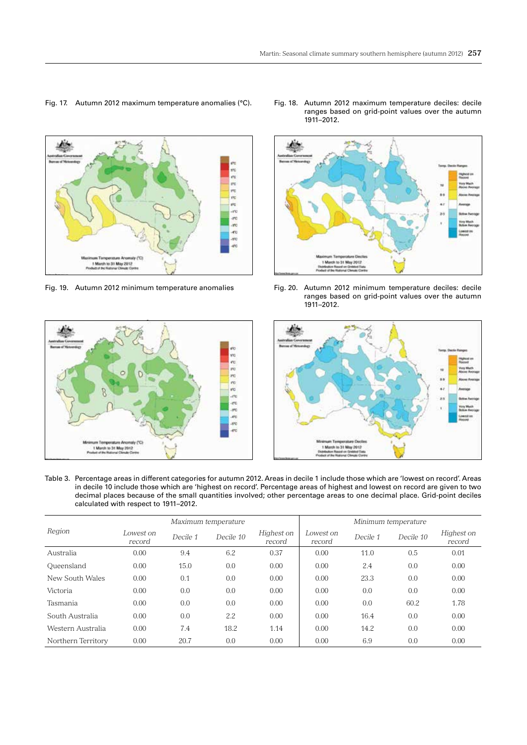Fig. 17. Autumn 2012 maximum temperature anomalies (°C).

Fig. 18. Autumn 2012 maximum temperature deciles: decile ranges based on grid-point values over the autumn 1911–2012.

Fig. 19. Autumn 2012 minimum temperature anomalies

Fig. 20. Autumn 2012 minimum temperature deciles: decile ranges based on grid-point values over the autumn 1911–2012.

Table 3. Percentage areas in different categories for autumn 2012. Areas in decile 1 include those which are 'lowest on record'. Areas in decile 10 include those which are 'highest on record'. Percentage areas of highest and lowest on record are given to two decimal places because of the small quantities involved; other percentage areas to one decimal place. Grid-point deciles calculated with respect to 1911–2012.

| *Region* | *Maximum temperature* | | | | *Minimum temperature* | | | |
|---|---|---|---|---|---|---|---|---|
| | *Lowest on record* | *Decile 1* | *Decile 10* | *Highest on record* | *Lowest on record* | *Decile 1* | *Decile 10* | *Highest on record* |
| Australia | 0.00 | 9.4 | 6.2 | 0.37 | 0.00 | 11.0 | 0.5 | 0.01 |
| Queensland | 0.00 | 15.0 | 0.0 | 0.00 | 0.00 | 2.4 | 0.0 | 0.00 |
| New South Wales | 0.00 | 0.1 | 0.0 | 0.00 | 0.00 | 23.3 | 0.0 | 0.00 |
| Victoria | 0.00 | 0.0 | 0.0 | 0.00 | 0.00 | 0.0 | 0.0 | 0.00 |
| Tasmania | 0.00 | 0.0 | 0.0 | 0.00 | 0.00 | 0.0 | 60.2 | 1.78 |
| South Australia | 0.00 | 0.0 | 2.2 | 0.00 | 0.00 | 16.4 | 0.0 | 0.00 |
| Western Australia | 0.00 | 7.4 | 18.2 | 1.14 | 0.00 | 14.2 | 0.0 | 0.00 |
| Northern Territory | 0.00 | 20.7 | 0.0 | 0.00 | 0.00 | 6.9 | 0.0 | 0.00 |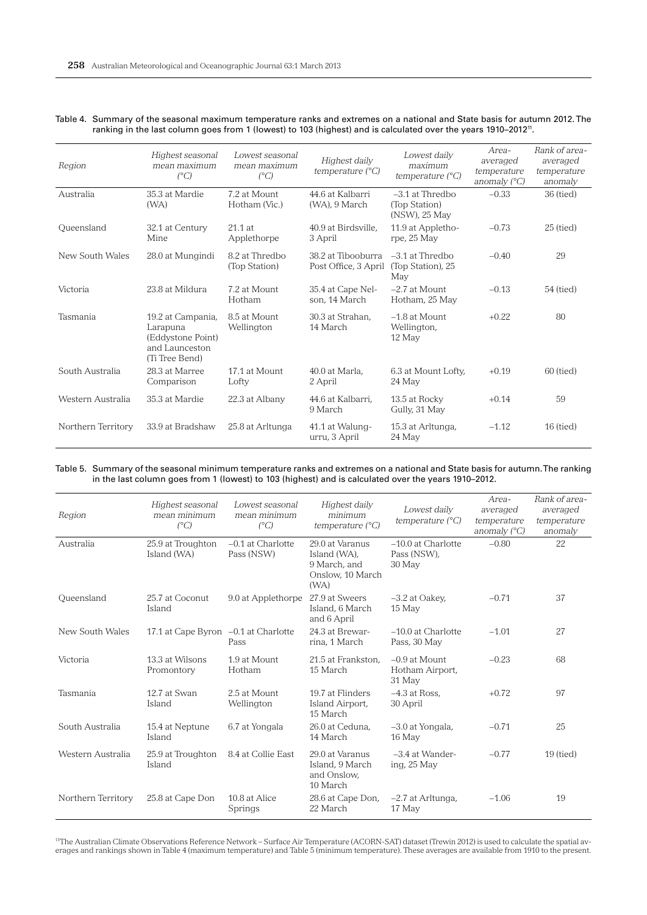Table 4. Summary of the seasonal maximum temperature ranks and extremes on a national and State basis for autumn 2012. The ranking in the last column goes from 1 (lowest) to 103 (highest) and is calculated over the years 1910–2012[11].

| Region | Highest seasonal mean maximum (°C) | Lowest seasonal mean maximum (°C) | Highest daily temperature (°C) | Lowest daily maximum temperature (°C) | Area-averaged temperature anomaly (°C) | Rank of area-averaged temperature anomaly |
|---|---|---|---|---|---|---|
| Australia | 35.3 at Mardie (WA) | 7.2 at Mount Hotham (Vic.) | 44.6 at Kalbarri (WA), 9 March | –3.1 at Thredbo (Top Station) (NSW), 25 May | –0.33 | 36 (tied) |
| Queensland | 32.1 at Century Mine | 21.1 at Applethorpe | 40.9 at Birdsville, 3 April | 11.9 at Applethorpe, 25 May | –0.73 | 25 (tied) |
| New South Wales | 28.0 at Mungindi | 8.2 at Thredbo (Top Station) | 38.2 at Tibooburra Post Office, 3 April | –3.1 at Thredbo (Top Station), 25 May | –0.40 | 29 |
| Victoria | 23.8 at Mildura | 7.2 at Mount Hotham | 35.4 at Cape Nelson, 14 March | –2.7 at Mount Hotham, 25 May | –0.13 | 54 (tied) |
| Tasmania | 19.2 at Campania, Larapuna (Eddystone Point) and Launceston (Ti Tree Bend) | 8.5 at Mount Wellington | 30.3 at Strahan, 14 March | –1.8 at Mount Wellington, 12 May | +0.22 | 80 |
| South Australia | 28.3 at Marree Comparison | 17.1 at Mount Lofty | 40.0 at Marla, 2 April | 6.3 at Mount Lofty, 24 May | +0.19 | 60 (tied) |
| Western Australia | 35.3 at Mardie | 22.3 at Albany | 44.6 at Kalbarri, 9 March | 13.5 at Rocky Gully, 31 May | +0.14 | 59 |
| Northern Territory | 33.9 at Bradshaw | 25.8 at Arltunga | 41.1 at Walungurru, 3 April | 15.3 at Arltunga, 24 May | –1.12 | 16 (tied) |

Table 5. Summary of the seasonal minimum temperature ranks and extremes on a national and State basis for autumn. The ranking in the last column goes from 1 (lowest) to 103 (highest) and is calculated over the years 1910–2012.

| Region | Highest seasonal mean minimum (°C) | Lowest seasonal mean minimum (°C) | Highest daily minimum temperature (°C) | Lowest daily temperature (°C) | Area-averaged temperature anomaly (°C) | Rank of area-averaged temperature anomaly |
|---|---|---|---|---|---|---|
| Australia | 25.9 at Troughton Island (WA) | –0.1 at Charlotte Pass (NSW) | 29.0 at Varanus Island (WA), 9 March, and Onslow, 10 March (WA) | –10.0 at Charlotte Pass (NSW), 30 May | –0.80 | 22 |
| Queensland | 25.7 at Coconut Island | 9.0 at Applethorpe | 27.9 at Sweers Island, 6 March and 6 April | –3.2 at Oakey, 15 May | –0.71 | 37 |
| New South Wales | 17.1 at Cape Byron | –0.1 at Charlotte Pass | 24.3 at Brewarrina, 1 March | –10.0 at Charlotte Pass, 30 May | –1.01 | 27 |
| Victoria | 13.3 at Wilsons Promontory | 1.9 at Mount Hotham | 21.5 at Frankston, 15 March | –0.9 at Mount Hotham Airport, 31 May | –0.23 | 68 |
| Tasmania | 12.7 at Swan Island | 2.5 at Mount Wellington | 19.7 at Flinders Island Airport, 15 March | –4.3 at Ross, 30 April | +0.72 | 97 |
| South Australia | 15.4 at Neptune Island | 6.7 at Yongala | 26.0 at Ceduna, 14 March | –3.0 at Yongala, 16 May | –0.71 | 25 |
| Western Australia | 25.9 at Troughton Island | 8.4 at Collie East | 29.0 at Varanus Island, 9 March and Onslow, 10 March | –3.4 at Wandering, 25 May | –0.77 | 19 (tied) |
| Northern Territory | 25.8 at Cape Don | 10.8 at Alice Springs | 28.6 at Cape Don, 22 March | –2.7 at Arltunga, 17 May | –1.06 | 19 |

[11]The Australian Climate Observations Reference Network – Surface Air Temperature (ACORN-SAT) dataset (Trewin 2012) is used to calculate the spatial averages and rankings shown in Table 4 (maximum temperature) and Table 5 (minimum temperature). These averages are available from 1910 to the present.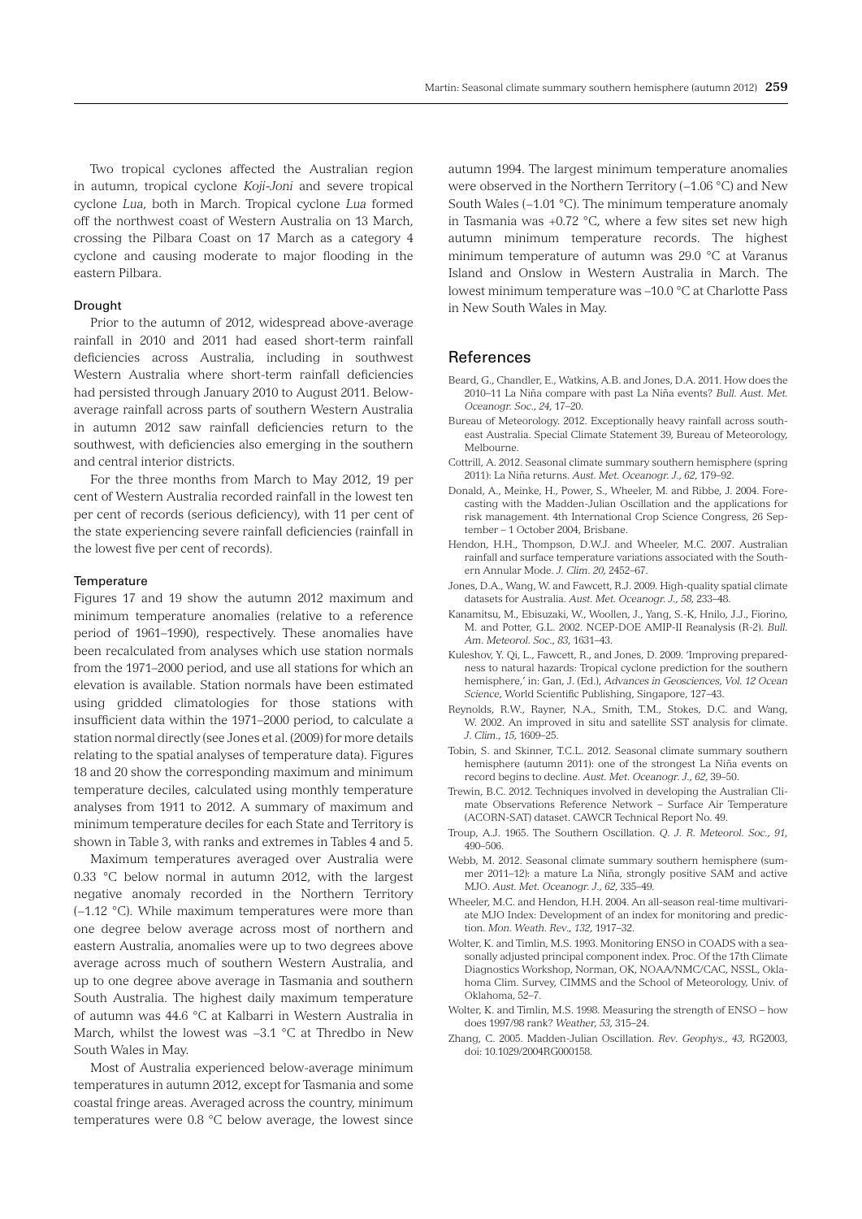Two tropical cyclones affected the Australian region in autumn, tropical cyclone *Koji-Joni* and severe tropical cyclone *Lua*, both in March. Tropical cyclone *Lua* formed off the northwest coast of Western Australia on 13 March, crossing the Pilbara Coast on 17 March as a category 4 cyclone and causing moderate to major flooding in the eastern Pilbara.

### Drought

Prior to the autumn of 2012, widespread above-average rainfall in 2010 and 2011 had eased short-term rainfall deficiencies across Australia, including in southwest Western Australia where short-term rainfall deficiencies had persisted through January 2010 to August 2011. Below-average rainfall across parts of southern Western Australia in autumn 2012 saw rainfall deficiencies return to the southwest, with deficiencies also emerging in the southern and central interior districts.

For the three months from March to May 2012, 19 per cent of Western Australia recorded rainfall in the lowest ten per cent of records (serious deficiency), with 11 per cent of the state experiencing severe rainfall deficiencies (rainfall in the lowest five per cent of records).

### Temperature

Figures 17 and 19 show the autumn 2012 maximum and minimum temperature anomalies (relative to a reference period of 1961–1990), respectively. These anomalies have been recalculated from analyses which use station normals from the 1971–2000 period, and use all stations for which an elevation is available. Station normals have been estimated using gridded climatologies for those stations with insufficient data within the 1971–2000 period, to calculate a station normal directly (see Jones et al. (2009) for more details relating to the spatial analyses of temperature data). Figures 18 and 20 show the corresponding maximum and minimum temperature deciles, calculated using monthly temperature analyses from 1911 to 2012. A summary of maximum and minimum temperature deciles for each State and Territory is shown in Table 3, with ranks and extremes in Tables 4 and 5.

Maximum temperatures averaged over Australia were 0.33 °C below normal in autumn 2012, with the largest negative anomaly recorded in the Northern Territory (–1.12 °C). While maximum temperatures were more than one degree below average across most of northern and eastern Australia, anomalies were up to two degrees above average across much of southern Western Australia, and up to one degree above average in Tasmania and southern South Australia. The highest daily maximum temperature of autumn was 44.6 °C at Kalbarri in Western Australia in March, whilst the lowest was –3.1 °C at Thredbo in New South Wales in May.

Most of Australia experienced below-average minimum temperatures in autumn 2012, except for Tasmania and some coastal fringe areas. Averaged across the country, minimum temperatures were 0.8 °C below average, the lowest since autumn 1994. The largest minimum temperature anomalies were observed in the Northern Territory (–1.06 °C) and New South Wales (–1.01 °C). The minimum temperature anomaly in Tasmania was +0.72 °C, where a few sites set new high autumn minimum temperature records. The highest minimum temperature of autumn was 29.0 °C at Varanus Island and Onslow in Western Australia in March. The lowest minimum temperature was –10.0 °C at Charlotte Pass in New South Wales in May.

## References

Beard, G., Chandler, E., Watkins, A.B. and Jones, D.A. 2011. How does the 2010–11 La Niña compare with past La Niña events? *Bull. Aust. Met. Oceanogr. Soc., 24*, 17–20.

Bureau of Meteorology. 2012. Exceptionally heavy rainfall across southeast Australia. Special Climate Statement 39, Bureau of Meteorology, Melbourne.

Cottrill, A. 2012. Seasonal climate summary southern hemisphere (spring 2011): La Niña returns. *Aust. Met. Oceanogr. J., 62*, 179–92.

Donald, A., Meinke, H., Power, S., Wheeler, M. and Ribbe, J. 2004. Forecasting with the Madden-Julian Oscillation and the applications for risk management. 4th International Crop Science Congress, 26 September – 1 October 2004, Brisbane.

Hendon, H.H., Thompson, D.W.J. and Wheeler, M.C. 2007. Australian rainfall and surface temperature variations associated with the Southern Annular Mode. *J. Clim. 20*, 2452–67.

Jones, D.A., Wang, W. and Fawcett, R.J. 2009. High-quality spatial climate datasets for Australia. *Aust. Met. Oceanogr. J., 58*, 233–48.

Kanamitsu, M., Ebisuzaki, W., Woollen, J., Yang, S.-K, Hnilo, J.J., Fiorino, M. and Potter, G.L. 2002. NCEP-DOE AMIP-II Reanalysis (R-2). *Bull. Am. Meteorol. Soc., 83*, 1631–43.

Kuleshov, Y. Qi, L., Fawcett, R., and Jones, D. 2009. 'Improving preparedness to natural hazards: Tropical cyclone prediction for the southern hemisphere,' in: Gan, J. (Ed.), *Advances in Geosciences, Vol. 12 Ocean Science*, World Scientific Publishing, Singapore, 127–43.

Reynolds, R.W., Rayner, N.A., Smith, T.M., Stokes, D.C. and Wang, W. 2002. An improved in situ and satellite SST analysis for climate. *J. Clim., 15*, 1609–25.

Tobin, S. and Skinner, T.C.L. 2012. Seasonal climate summary southern hemisphere (autumn 2011): one of the strongest La Niña events on record begins to decline. *Aust. Met. Oceanogr. J., 62*, 39–50.

Trewin, B.C. 2012. Techniques involved in developing the Australian Climate Observations Reference Network – Surface Air Temperature (ACORN-SAT) dataset. CAWCR Technical Report No. 49.

Troup, A.J. 1965. The Southern Oscillation. *Q. J. R. Meteorol. Soc., 91*, 490–506.

Webb, M. 2012. Seasonal climate summary southern hemisphere (summer 2011–12): a mature La Niña, strongly positive SAM and active MJO. *Aust. Met. Oceanogr. J., 62*, 335–49.

Wheeler, M.C. and Hendon, H.H. 2004. An all-season real-time multivariate MJO Index: Development of an index for monitoring and prediction. *Mon. Weath. Rev., 132*, 1917–32.

Wolter, K. and Timlin, M.S. 1993. Monitoring ENSO in COADS with a seasonally adjusted principal component index. Proc. Of the 17th Climate Diagnostics Workshop, Norman, OK, NOAA/NMC/CAC, NSSL, Oklahoma Clim. Survey, CIMMS and the School of Meteorology, Univ. of Oklahoma, 52–7.

Wolter, K. and Timlin, M.S. 1998. Measuring the strength of ENSO – how does 1997/98 rank? *Weather, 53*, 315–24.

Zhang, C. 2005. Madden-Julian Oscillation. *Rev. Geophys., 43*, RG2003, doi: 10.1029/2004RG000158.